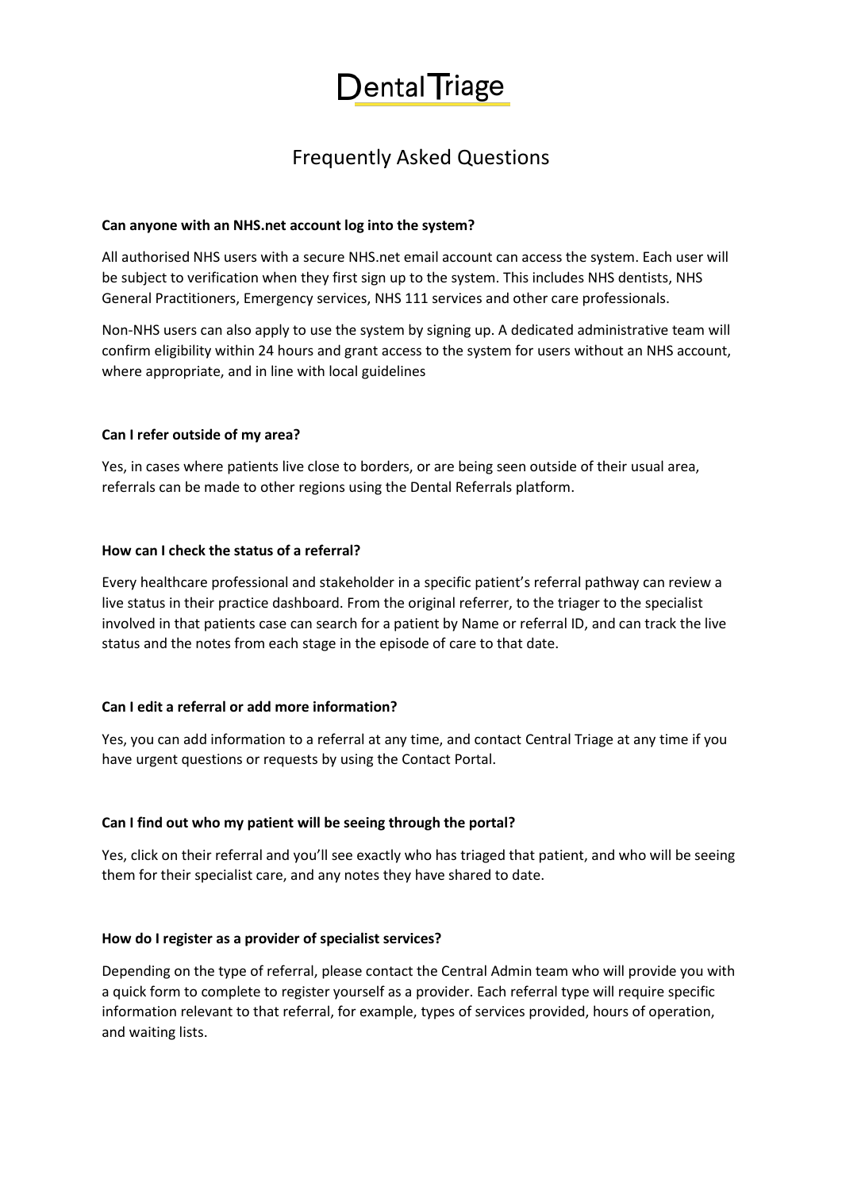# DentalTriage

## Frequently Asked Questions

**Can anyone with an NHS.net account log into the system?**

All authorised NHS users with a secure NHS.net email account can access the system. Each user will be subject to verification when they first sign up to the system. This includes NHS dentists, NHS General Practitioners, Emergency services, NHS 111 services and other care professionals.

Non-NHS users can also apply to use the system by signing up. A dedicated administrative team will confirm eligibility within 24 hours and grant access to the system for users without an NHS account, where appropriate, and in line with local guidelines

**Can I refer outside of my area?**

Yes, in cases where patients live close to borders, or are being seen outside of their usual area, referrals can be made to other regions using the Dental Referrals platform.

**How can I check the status of a referral?**

Every healthcare professional and stakeholder in a specific patient's referral pathway can review a live status in their practice dashboard. From the original referrer, to the triager to the specialist involved in that patients case can search for a patient by Name or referral ID, and can track the live status and the notes from each stage in the episode of care to that date.

**Can I edit a referral or add more information?**

Yes, you can add information to a referral at any time, and contact Central Triage at any time if you have urgent questions or requests by using the Contact Portal.

**Can I find out who my patient will be seeing through the portal?**

Yes, click on their referral and you'll see exactly who has triaged that patient, and who will be seeing them for their specialist care, and any notes they have shared to date.

**How do I register as a provider of specialist services?**

Depending on the type of referral, please contact the Central Admin team who will provide you with a quick form to complete to register yourself as a provider. Each referral type will require specific information relevant to that referral, for example, types of services provided, hours of operation, and waiting lists.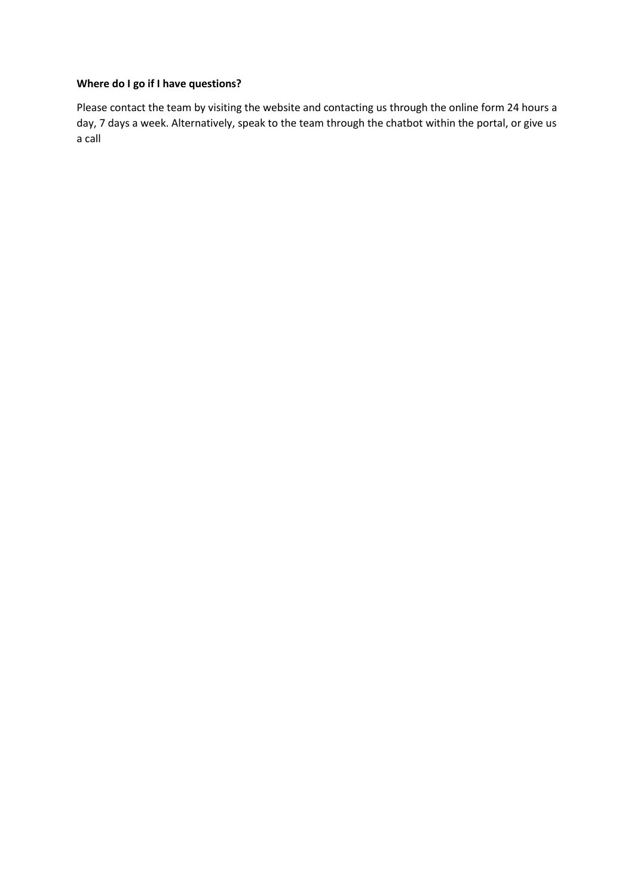**Where do I go if I have questions?**

Please contact the team by visiting the website and contacting us through the online form 24 hours a day, 7 days a week. Alternatively, speak to the team through the chatbot within the portal, or give us a call